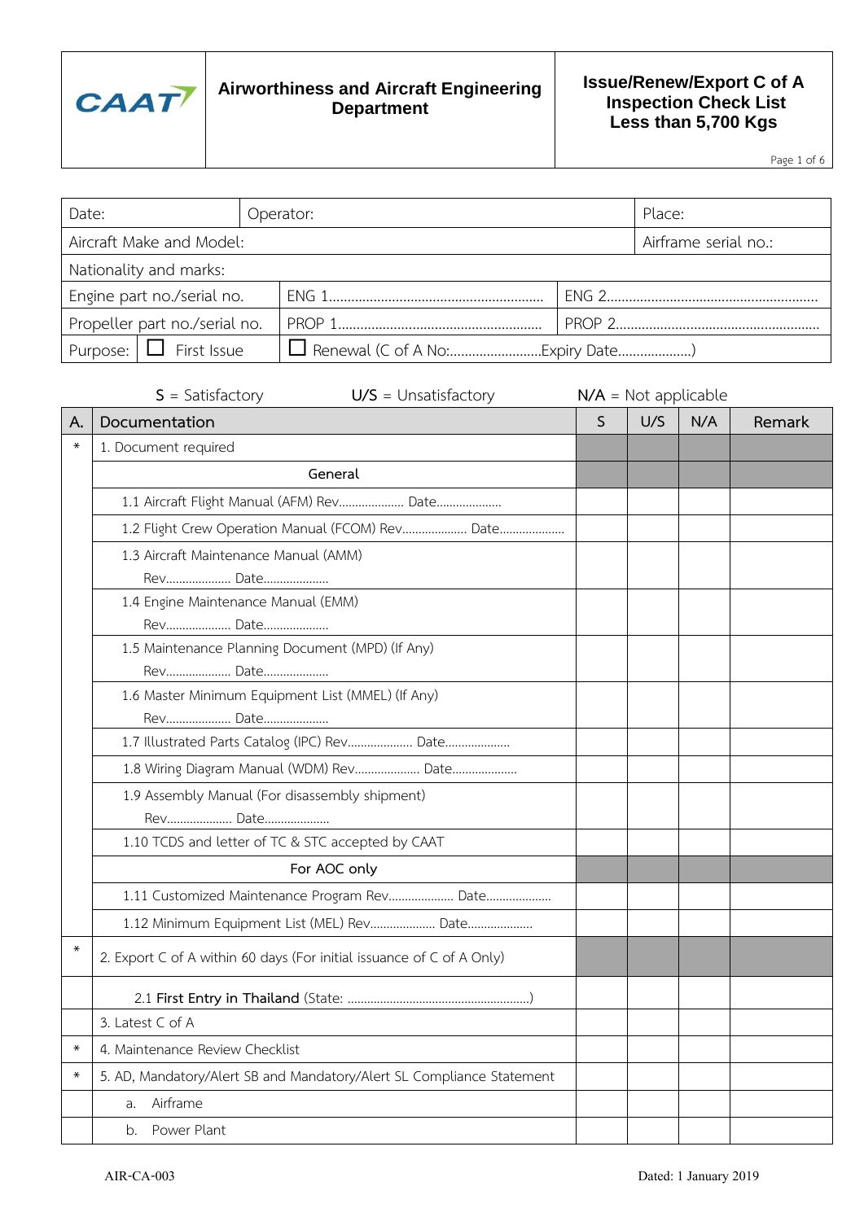| CAAT | Airworthiness and Aircraft Engineering Department | Issue/Renew/Export C of A Inspection Check List Less than 5,700 Kgs |
|---|---|---|

| Date: | Operator: | | Place: |
|---|---|---|---|
| Aircraft Make and Model: | | | Airframe serial no.: |
| Nationality and marks: | | | |
| Engine part no./serial no. | ENG 1.......................................................... | ENG 2.......................................................... | |
| Propeller part no./serial no. | PROP 1........................................................ | PROP 2........................................................ | |
| Purpose: ☐ First Issue | ☐ Renewal (C of A No:.........................Expiry Date....................) | | |

S = Satisfactory U/S = Unsatisfactory N/A = Not applicable

| A. | Documentation | S | U/S | N/A | Remark |
|---|---|---|---|---|---|
| * | 1. Document required | | | | |
| | General | | | | |
| | 1.1 Aircraft Flight Manual (AFM) Rev.................... Date.................... | | | | |
| | 1.2 Flight Crew Operation Manual (FCOM) Rev.................... Date.................... | | | | |
| | 1.3 Aircraft Maintenance Manual (AMM) Rev.................... Date.................... | | | | |
| | 1.4 Engine Maintenance Manual (EMM) Rev.................... Date.................... | | | | |
| | 1.5 Maintenance Planning Document (MPD) (If Any) Rev.................... Date.................... | | | | |
| | 1.6 Master Minimum Equipment List (MMEL) (If Any) Rev.................... Date.................... | | | | |
| | 1.7 Illustrated Parts Catalog (IPC) Rev.................... Date.................... | | | | |
| | 1.8 Wiring Diagram Manual (WDM) Rev.................... Date.................... | | | | |
| | 1.9 Assembly Manual (For disassembly shipment) Rev.................... Date.................... | | | | |
| | 1.10 TCDS and letter of TC & STC accepted by CAAT | | | | |
| | For AOC only | | | | |
| | 1.11 Customized Maintenance Program Rev.................... Date.................... | | | | |
| | 1.12 Minimum Equipment List (MEL) Rev.................... Date.................... | | | | |
| * | 2. Export C of A within 60 days (For initial issuance of C of A Only) | | | | |
| | 2.1 **First Entry in Thailand** (State: .......................................................) | | | | |
| | 3. Latest C of A | | | | |
| * | 4. Maintenance Review Checklist | | | | |
| * | 5. AD, Mandatory/Alert SB and Mandatory/Alert SL Compliance Statement | | | | |
| | a. Airframe | | | | |
| | b. Power Plant | | | | |

AIR-CA-003 Dated: 1 January 2019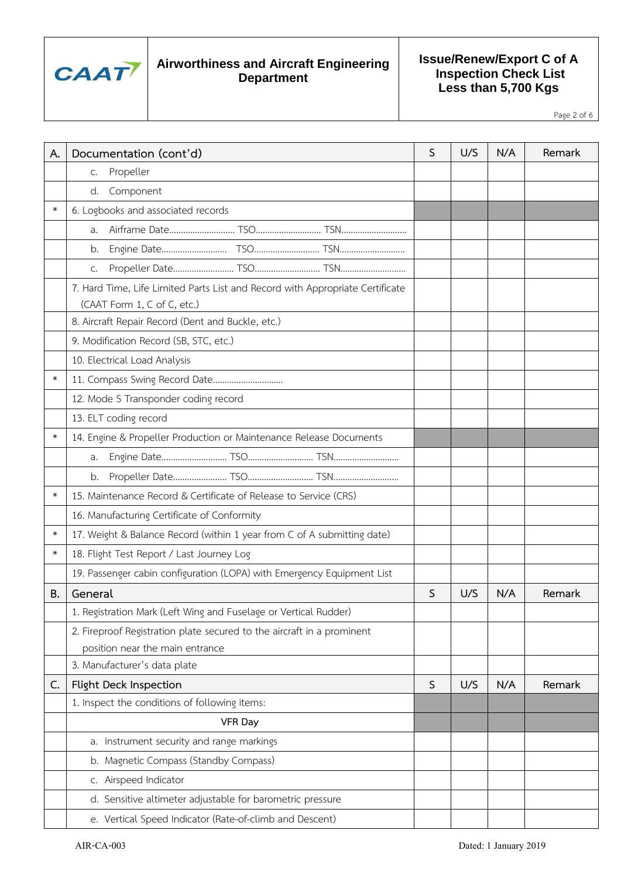| A. | Documentation (cont'd) | S | U/S | N/A | Remark |
|---|---|---|---|---|---|
| | c. Propeller | | | | |
| | d. Component | | | | |
| * | 6. Logbooks and associated records | | | | |
| | a. Airframe Date............................ TSO............................ TSN............................ | | | | |
| | b. Engine Date............................ TSO............................ TSN............................ | | | | |
| | c. Propeller Date.......................... TSO............................ TSN............................ | | | | |
| | 7. Hard Time, Life Limited Parts List and Record with Appropriate Certificate (CAAT Form 1, C of C, etc.) | | | | |
| | 8. Aircraft Repair Record (Dent and Buckle, etc.) | | | | |
| | 9. Modification Record (SB, STC, etc.) | | | | |
| | 10. Electrical Load Analysis | | | | |
| * | 11. Compass Swing Record Date.............................. | | | | |
| | 12. Mode S Transponder coding record | | | | |
| | 13. ELT coding record | | | | |
| * | 14. Engine & Propeller Production or Maintenance Release Documents | | | | |
| | a. Engine Date............................ TSO............................ TSN............................ | | | | |
| | b. Propeller Date....................... TSO............................ TSN............................ | | | | |
| * | 15. Maintenance Record & Certificate of Release to Service (CRS) | | | | |
| | 16. Manufacturing Certificate of Conformity | | | | |
| * | 17. Weight & Balance Record (within 1 year from C of A submitting date) | | | | |
| * | 18. Flight Test Report / Last Journey Log | | | | |
| | 19. Passenger cabin configuration (LOPA) with Emergency Equipment List | | | | |
| **B.** | **General** | **S** | **U/S** | **N/A** | **Remark** |
| | 1. Registration Mark (Left Wing and Fuselage or Vertical Rudder) | | | | |
| | 2. Fireproof Registration plate secured to the aircraft in a prominent position near the main entrance | | | | |
| | 3. Manufacturer's data plate | | | | |
| **C.** | **Flight Deck Inspection** | **S** | **U/S** | **N/A** | **Remark** |
| | 1. Inspect the conditions of following items: | | | | |
| | VFR Day | | | | |
| | a. Instrument security and range markings | | | | |
| | b. Magnetic Compass (Standby Compass) | | | | |
| | c. Airspeed Indicator | | | | |
| | d. Sensitive altimeter adjustable for barometric pressure | | | | |
| | e. Vertical Speed Indicator (Rate-of-climb and Descent) | | | | |

AIR-CA-003 Dated: 1 January 2019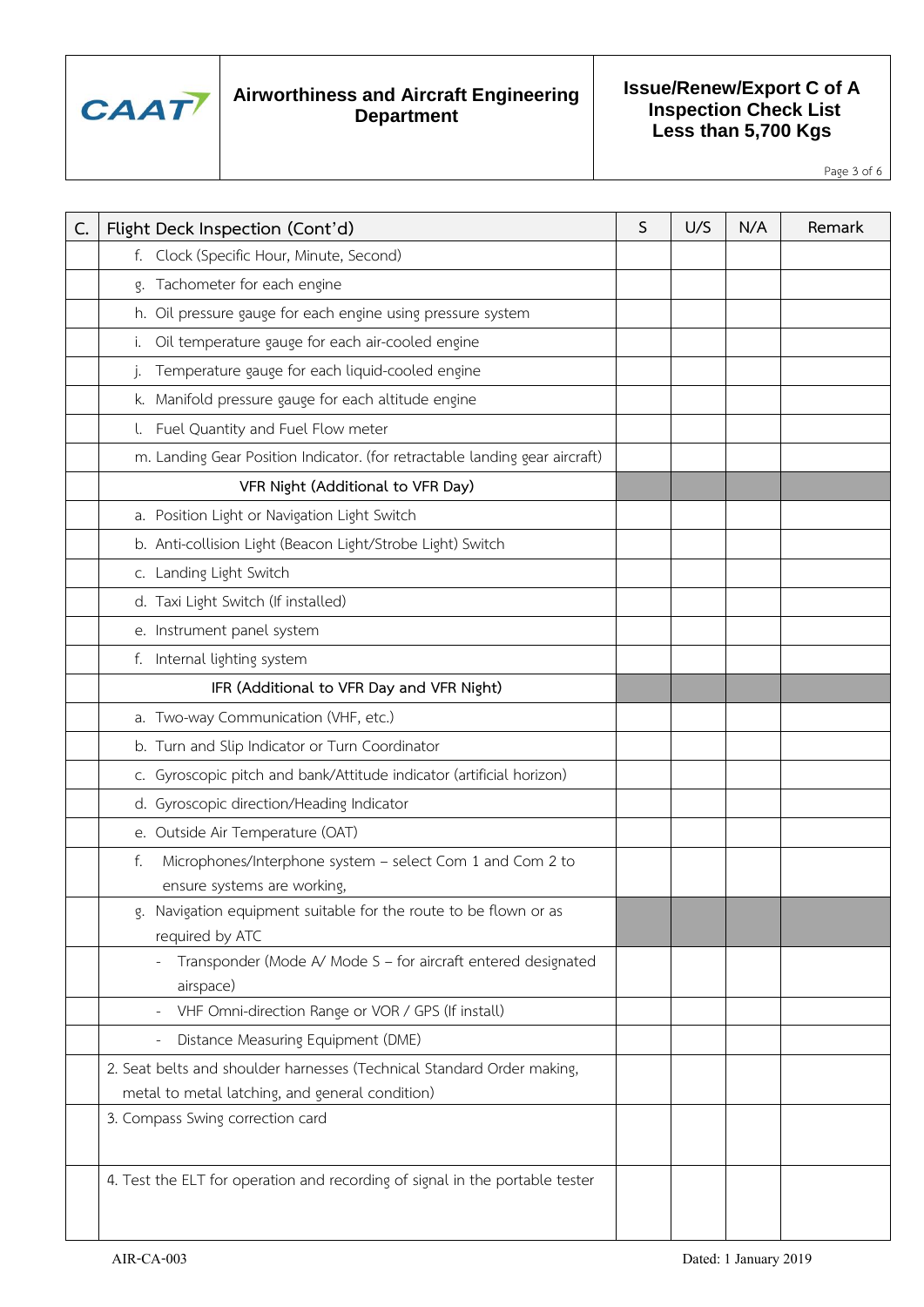| C. | Flight Deck Inspection (Cont'd) | S | U/S | N/A | Remark |
|---|---|---|---|---|---|
| | f. Clock (Specific Hour, Minute, Second) | | | | |
| | g. Tachometer for each engine | | | | |
| | h. Oil pressure gauge for each engine using pressure system | | | | |
| | i. Oil temperature gauge for each air-cooled engine | | | | |
| | j. Temperature gauge for each liquid-cooled engine | | | | |
| | k. Manifold pressure gauge for each altitude engine | | | | |
| | l. Fuel Quantity and Fuel Flow meter | | | | |
| | m. Landing Gear Position Indicator. (for retractable landing gear aircraft) | | | | |
| | VFR Night (Additional to VFR Day) | | | | |
| | a. Position Light or Navigation Light Switch | | | | |
| | b. Anti-collision Light (Beacon Light/Strobe Light) Switch | | | | |
| | c. Landing Light Switch | | | | |
| | d. Taxi Light Switch (If installed) | | | | |
| | e. Instrument panel system | | | | |
| | f. Internal lighting system | | | | |
| | IFR (Additional to VFR Day and VFR Night) | | | | |
| | a. Two-way Communication (VHF, etc.) | | | | |
| | b. Turn and Slip Indicator or Turn Coordinator | | | | |
| | c. Gyroscopic pitch and bank/Attitude indicator (artificial horizon) | | | | |
| | d. Gyroscopic direction/Heading Indicator | | | | |
| | e. Outside Air Temperature (OAT) | | | | |
| | f. Microphones/Interphone system – select Com 1 and Com 2 to ensure systems are working, | | | | |
| | g. Navigation equipment suitable for the route to be flown or as required by ATC | | | | |
| | - Transponder (Mode A/ Mode S – for aircraft entered designated airspace) | | | | |
| | - VHF Omni-direction Range or VOR / GPS (If install) | | | | |
| | - Distance Measuring Equipment (DME) | | | | |
| | 2. Seat belts and shoulder harnesses (Technical Standard Order making, metal to metal latching, and general condition) | | | | |
| | 3. Compass Swing correction card | | | | |
| | 4. Test the ELT for operation and recording of signal in the portable tester | | | | |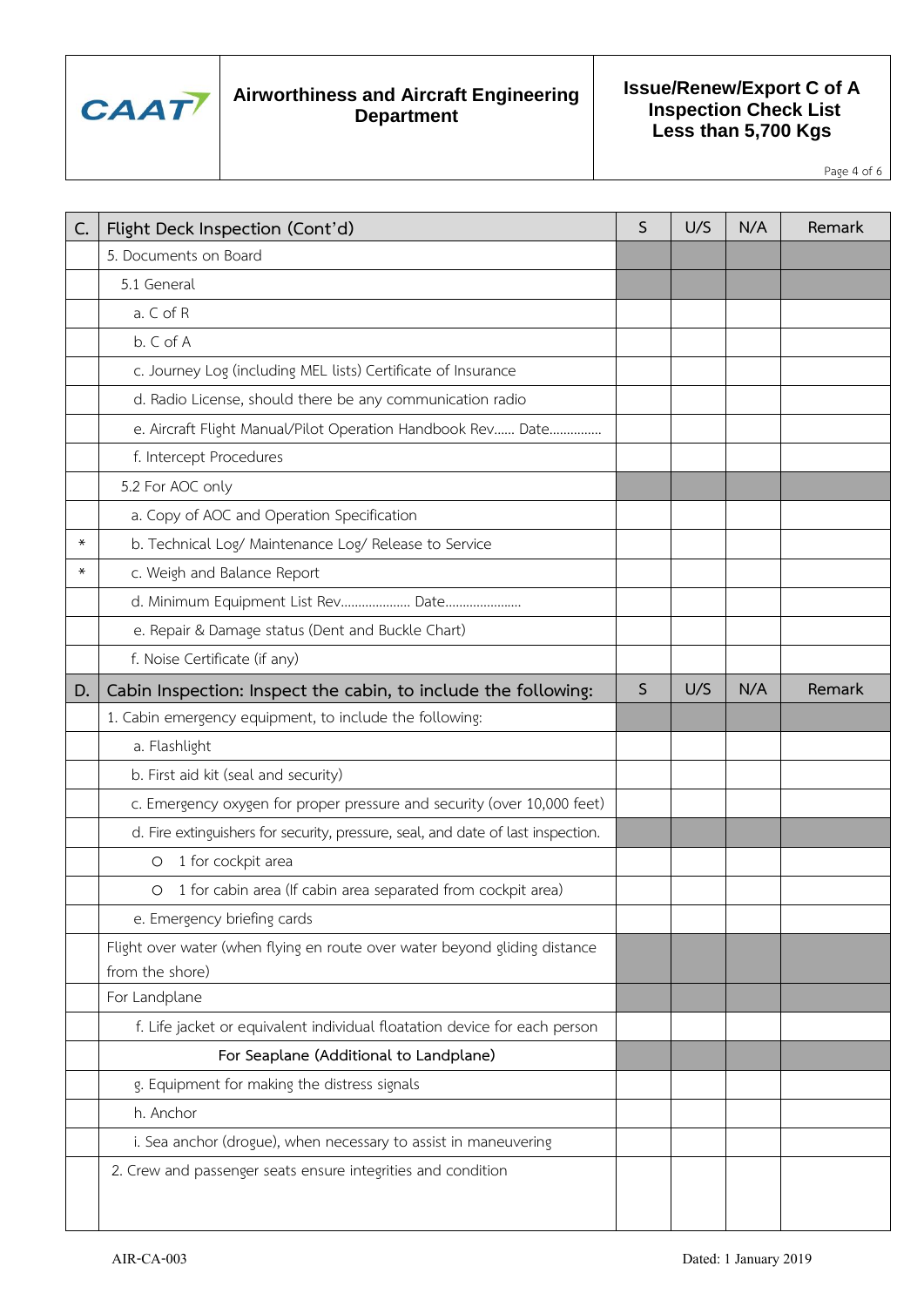| C. | Flight Deck Inspection (Cont'd) | S | U/S | N/A | Remark |
|---|---|---|---|---|---|
| | 5. Documents on Board | | | | |
| | 5.1 General | | | | |
| | a. C of R | | | | |
| | b. C of A | | | | |
| | c. Journey Log (including MEL lists) Certificate of Insurance | | | | |
| | d. Radio License, should there be any communication radio | | | | |
| | e. Aircraft Flight Manual/Pilot Operation Handbook Rev...... Date............... | | | | |
| | f. Intercept Procedures | | | | |
| | 5.2 For AOC only | | | | |
| | a. Copy of AOC and Operation Specification | | | | |
| * | b. Technical Log/ Maintenance Log/ Release to Service | | | | |
| * | c. Weigh and Balance Report | | | | |
| | d. Minimum Equipment List Rev.................... Date...................... | | | | |
| | e. Repair & Damage status (Dent and Buckle Chart) | | | | |
| | f. Noise Certificate (if any) | | | | |
| **D.** | **Cabin Inspection: Inspect the cabin, to include the following:** | **S** | **U/S** | **N/A** | **Remark** |
| | 1. Cabin emergency equipment, to include the following: | | | | |
| | a. Flashlight | | | | |
| | b. First aid kit (seal and security) | | | | |
| | c. Emergency oxygen for proper pressure and security (over 10,000 feet) | | | | |
| | d. Fire extinguishers for security, pressure, seal, and date of last inspection. | | | | |
| | o 1 for cockpit area | | | | |
| | o 1 for cabin area (If cabin area separated from cockpit area) | | | | |
| | e. Emergency briefing cards | | | | |
| | Flight over water (when flying en route over water beyond gliding distance from the shore) | | | | |
| | For Landplane | | | | |
| | f. Life jacket or equivalent individual floatation device for each person | | | | |
| | For Seaplane (Additional to Landplane) | | | | |
| | g. Equipment for making the distress signals | | | | |
| | h. Anchor | | | | |
| | i. Sea anchor (drogue), when necessary to assist in maneuvering | | | | |
| | 2. Crew and passenger seats ensure integrities and condition | | | | |

AIR-CA-003 Dated: 1 January 2019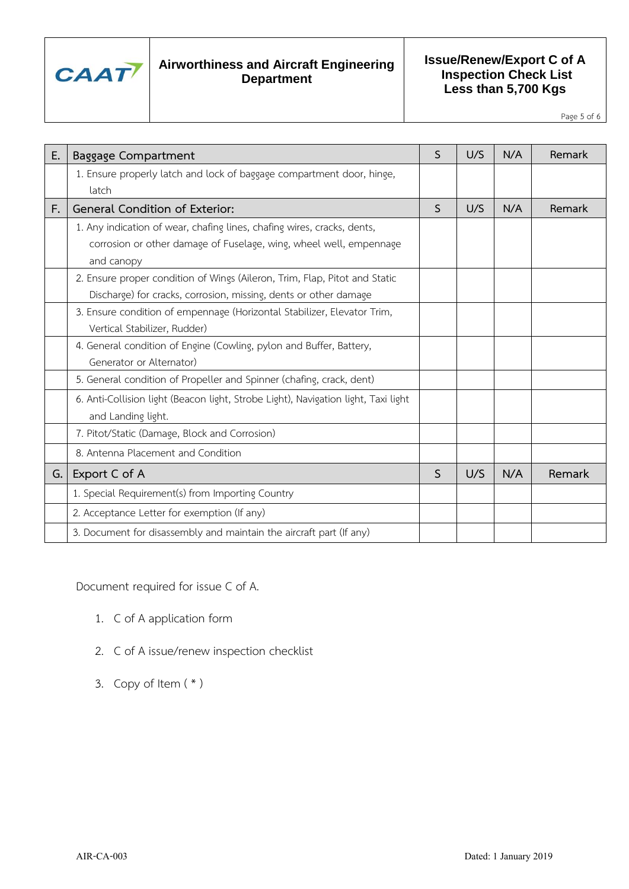| E. | Baggage Compartment | S | U/S | N/A | Remark |
|---|---|---|---|---|---|
| | 1. Ensure properly latch and lock of baggage compartment door, hinge, latch | | | | |
| **F.** | **General Condition of Exterior:** | **S** | **U/S** | **N/A** | **Remark** |
| | 1. Any indication of wear, chafing lines, chafing wires, cracks, dents, corrosion or other damage of Fuselage, wing, wheel well, empennage and canopy | | | | |
| | 2. Ensure proper condition of Wings (Aileron, Trim, Flap, Pitot and Static Discharge) for cracks, corrosion, missing, dents or other damage | | | | |
| | 3. Ensure condition of empennage (Horizontal Stabilizer, Elevator Trim, Vertical Stabilizer, Rudder) | | | | |
| | 4. General condition of Engine (Cowling, pylon and Buffer, Battery, Generator or Alternator) | | | | |
| | 5. General condition of Propeller and Spinner (chafing, crack, dent) | | | | |
| | 6. Anti-Collision light (Beacon light, Strobe Light), Navigation light, Taxi light and Landing light. | | | | |
| | 7. Pitot/Static (Damage, Block and Corrosion) | | | | |
| | 8. Antenna Placement and Condition | | | | |
| **G.** | **Export C of A** | **S** | **U/S** | **N/A** | **Remark** |
| | 1. Special Requirement(s) from Importing Country | | | | |
| | 2. Acceptance Letter for exemption (If any) | | | | |
| | 3. Document for disassembly and maintain the aircraft part (If any) | | | | |

Document required for issue C of A.

1. C of A application form
2. C of A issue/renew inspection checklist
3. Copy of Item ( * )

AIR-CA-003 Dated: 1 January 2019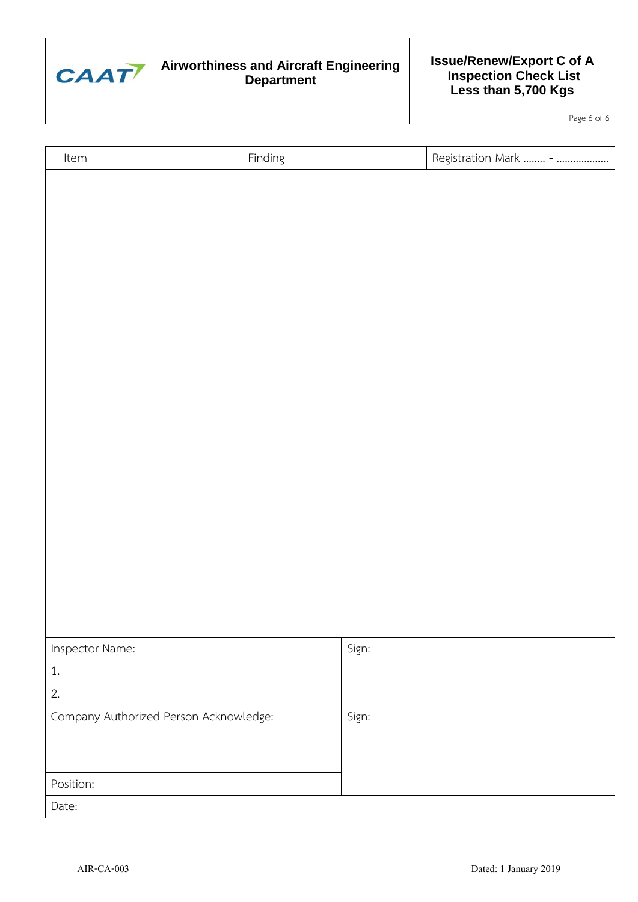| Item | Finding | Registration Mark …….. - ………………. |
|---|---|---|
| | | |

| | |
|---|---|
| Inspector Name:<br>1.<br>2. | Sign: |
| Company Authorized Person Acknowledge: | Sign: |
| Position: | |
| Date: | |